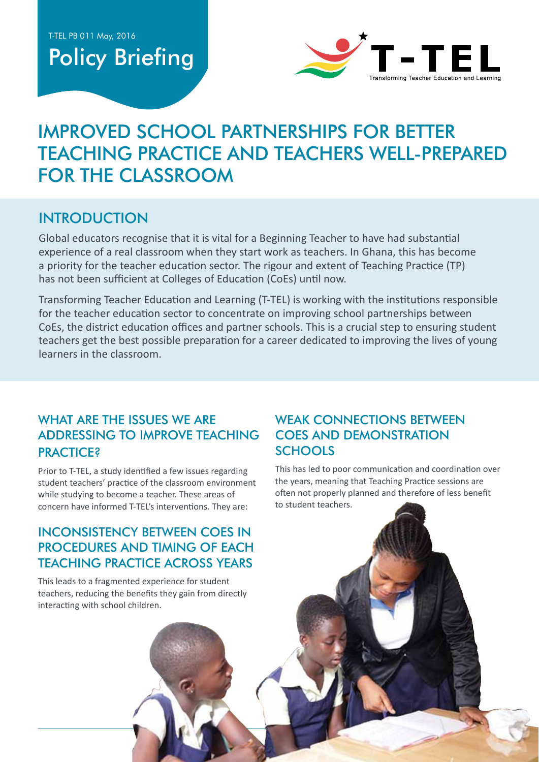T-TEL PB 011 May, 2016

Policy Briefing

T-TEL

Transforming Teacher Education and Learning

# IMPROVED SCHOOL PARTNERSHIPS FOR BETTER TEACHING PRACTICE AND TEACHERS WELL-PREPARED FOR THE CLASSROOM

## INTRODUCTION

Global educators recognise that it is vital for a Beginning Teacher to have had substantial experience of a real classroom when they start work as teachers. In Ghana, this has become a priority for the teacher education sector. The rigour and extent of Teaching Practice (TP) has not been sufficient at Colleges of Education (CoEs) until now.

Transforming Teacher Education and Learning (T-TEL) is working with the institutions responsible for the teacher education sector to concentrate on improving school partnerships between CoEs, the district education offices and partner schools. This is a crucial step to ensuring student teachers get the best possible preparation for a career dedicated to improving the lives of young learners in the classroom.

## WHAT ARE THE ISSUES WE ARE ADDRESSING TO IMPROVE TEACHING PRACTICE?

Prior to T-TEL, a study identified a few issues regarding student teachers' practice of the classroom environment while studying to become a teacher. These areas of concern have informed T-TEL's interventions. They are:

## INCONSISTENCY BETWEEN COES IN PROCEDURES AND TIMING OF EACH TEACHING PRACTICE ACROSS YEARS

This leads to a fragmented experience for student teachers, reducing the benefits they gain from directly interacting with school children.

## WEAK CONNECTIONS BETWEEN COES AND DEMONSTRATION SCHOOLS

This has led to poor communication and coordination over the years, meaning that Teaching Practice sessions are often not properly planned and therefore of less benefit to student teachers.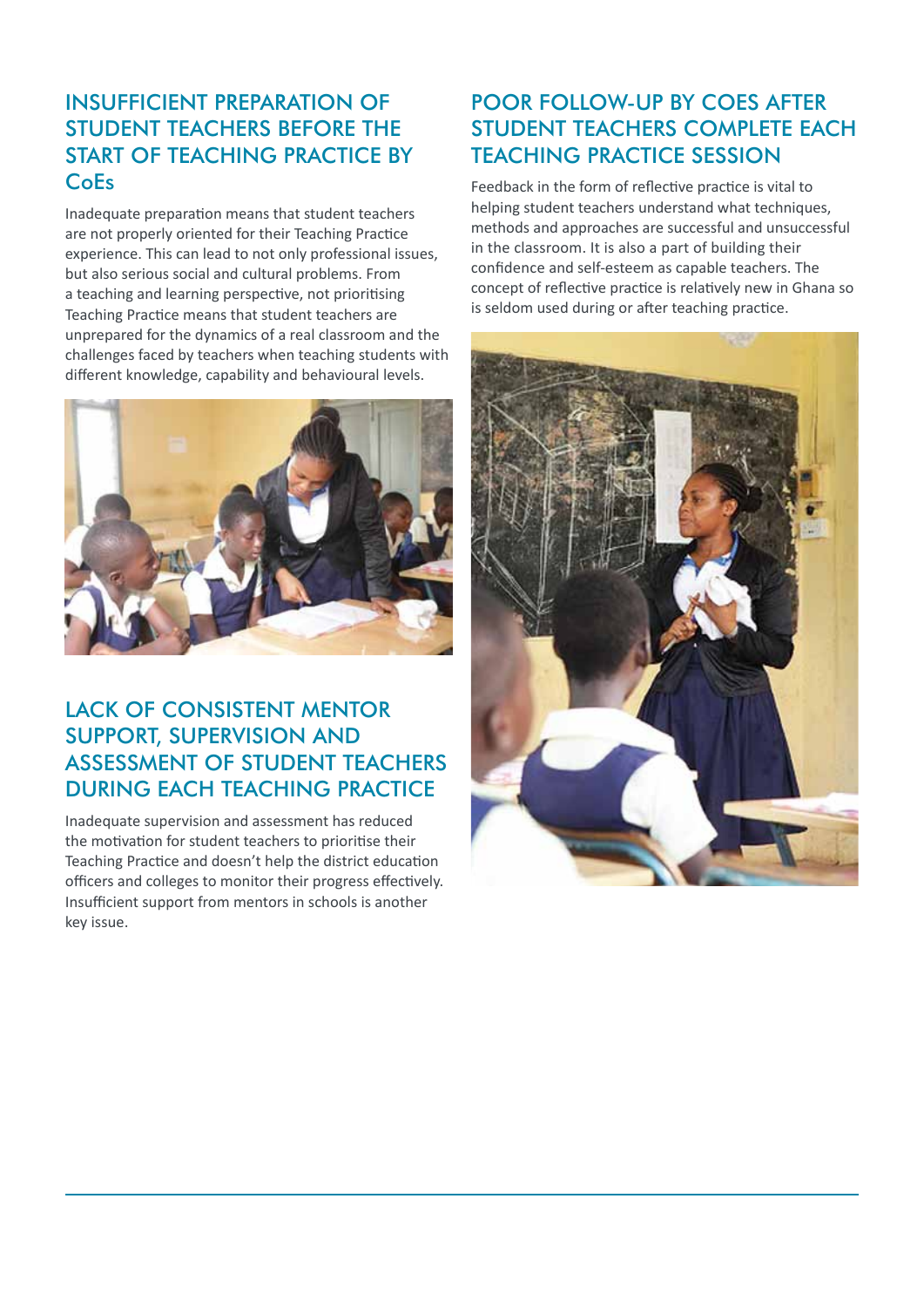## INSUFFICIENT PREPARATION OF STUDENT TEACHERS BEFORE THE START OF TEACHING PRACTICE BY CoEs

Inadequate preparation means that student teachers are not properly oriented for their Teaching Practice experience. This can lead to not only professional issues, but also serious social and cultural problems. From a teaching and learning perspective, not prioritising Teaching Practice means that student teachers are unprepared for the dynamics of a real classroom and the challenges faced by teachers when teaching students with different knowledge, capability and behavioural levels.

## LACK OF CONSISTENT MENTOR SUPPORT, SUPERVISION AND ASSESSMENT OF STUDENT TEACHERS DURING EACH TEACHING PRACTICE

Inadequate supervision and assessment has reduced the motivation for student teachers to prioritise their Teaching Practice and doesn't help the district education officers and colleges to monitor their progress effectively. Insufficient support from mentors in schools is another key issue.

## POOR FOLLOW-UP BY COES AFTER STUDENT TEACHERS COMPLETE EACH TEACHING PRACTICE SESSION

Feedback in the form of reflective practice is vital to helping student teachers understand what techniques, methods and approaches are successful and unsuccessful in the classroom. It is also a part of building their confidence and self-esteem as capable teachers. The concept of reflective practice is relatively new in Ghana so is seldom used during or after teaching practice.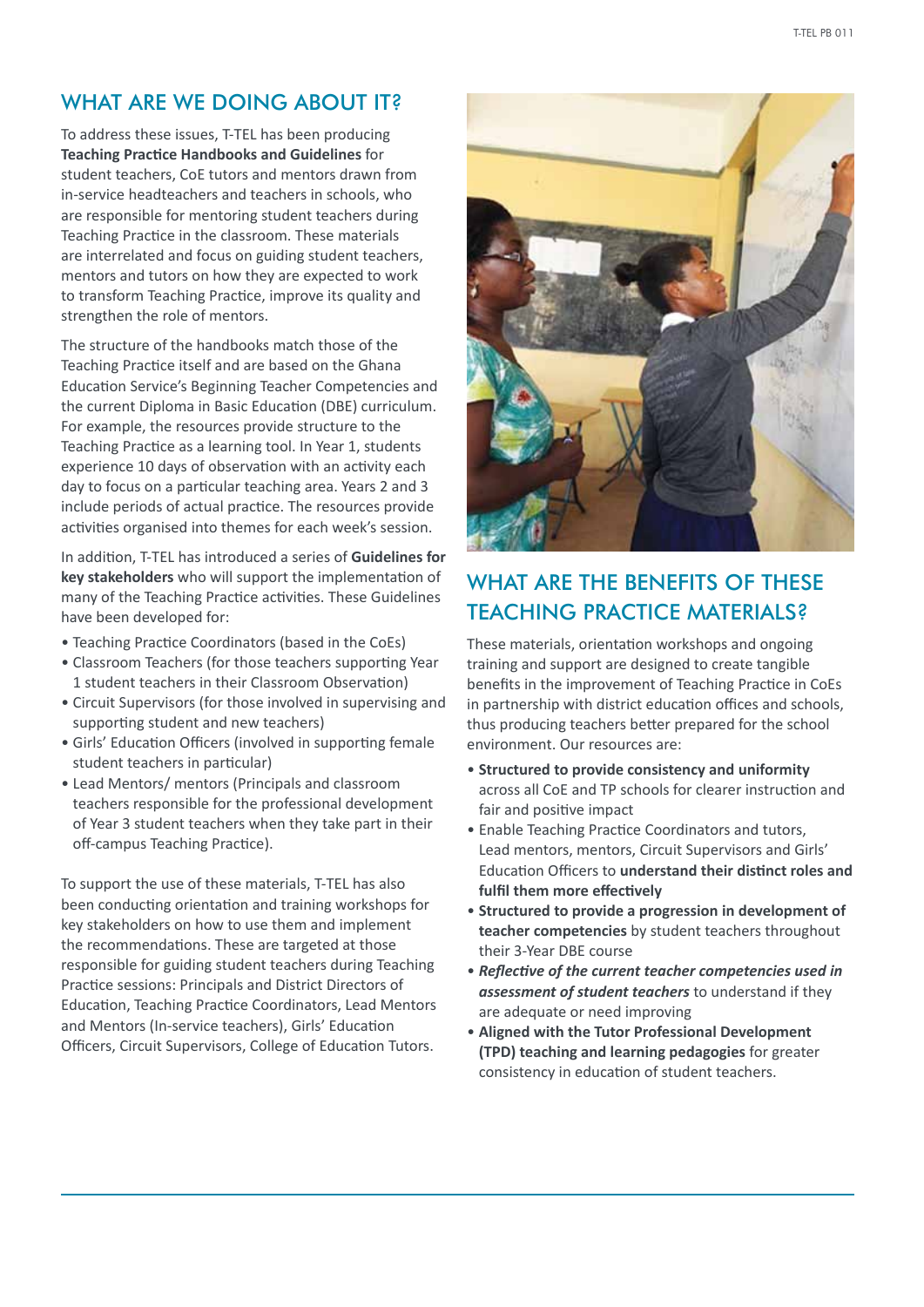## WHAT ARE WE DOING ABOUT IT?

To address these issues, T-TEL has been producing **Teaching Practice Handbooks and Guidelines** for student teachers, CoE tutors and mentors drawn from in-service headteachers and teachers in schools, who are responsible for mentoring student teachers during Teaching Practice in the classroom. These materials are interrelated and focus on guiding student teachers, mentors and tutors on how they are expected to work to transform Teaching Practice, improve its quality and strengthen the role of mentors.

The structure of the handbooks match those of the Teaching Practice itself and are based on the Ghana Education Service's Beginning Teacher Competencies and the current Diploma in Basic Education (DBE) curriculum. For example, the resources provide structure to the Teaching Practice as a learning tool. In Year 1, students experience 10 days of observation with an activity each day to focus on a particular teaching area. Years 2 and 3 include periods of actual practice. The resources provide activities organised into themes for each week's session.

In addition, T-TEL has introduced a series of **Guidelines for key stakeholders** who will support the implementation of many of the Teaching Practice activities. These Guidelines have been developed for:

- Teaching Practice Coordinators (based in the CoEs)
- Classroom Teachers (for those teachers supporting Year 1 student teachers in their Classroom Observation)
- Circuit Supervisors (for those involved in supervising and supporting student and new teachers)
- Girls' Education Officers (involved in supporting female student teachers in particular)
- Lead Mentors/ mentors (Principals and classroom teachers responsible for the professional development of Year 3 student teachers when they take part in their off-campus Teaching Practice).

To support the use of these materials, T-TEL has also been conducting orientation and training workshops for key stakeholders on how to use them and implement the recommendations. These are targeted at those responsible for guiding student teachers during Teaching Practice sessions: Principals and District Directors of Education, Teaching Practice Coordinators, Lead Mentors and Mentors (In-service teachers), Girls' Education Officers, Circuit Supervisors, College of Education Tutors.

## WHAT ARE THE BENEFITS OF THESE TEACHING PRACTICE MATERIALS?

These materials, orientation workshops and ongoing training and support are designed to create tangible benefits in the improvement of Teaching Practice in CoEs in partnership with district education offices and schools, thus producing teachers better prepared for the school environment. Our resources are:

- **Structured to provide consistency and uniformity** across all CoE and TP schools for clearer instruction and fair and positive impact
- Enable Teaching Practice Coordinators and tutors, Lead mentors, mentors, Circuit Supervisors and Girls' Education Officers to **understand their distinct roles and fulfil them more effectively**
- **Structured to provide a progression in development of teacher competencies** by student teachers throughout their 3-Year DBE course
- ***Reflective of the current teacher competencies used in assessment of student teachers*** to understand if they are adequate or need improving
- **Aligned with the Tutor Professional Development (TPD) teaching and learning pedagogies** for greater consistency in education of student teachers.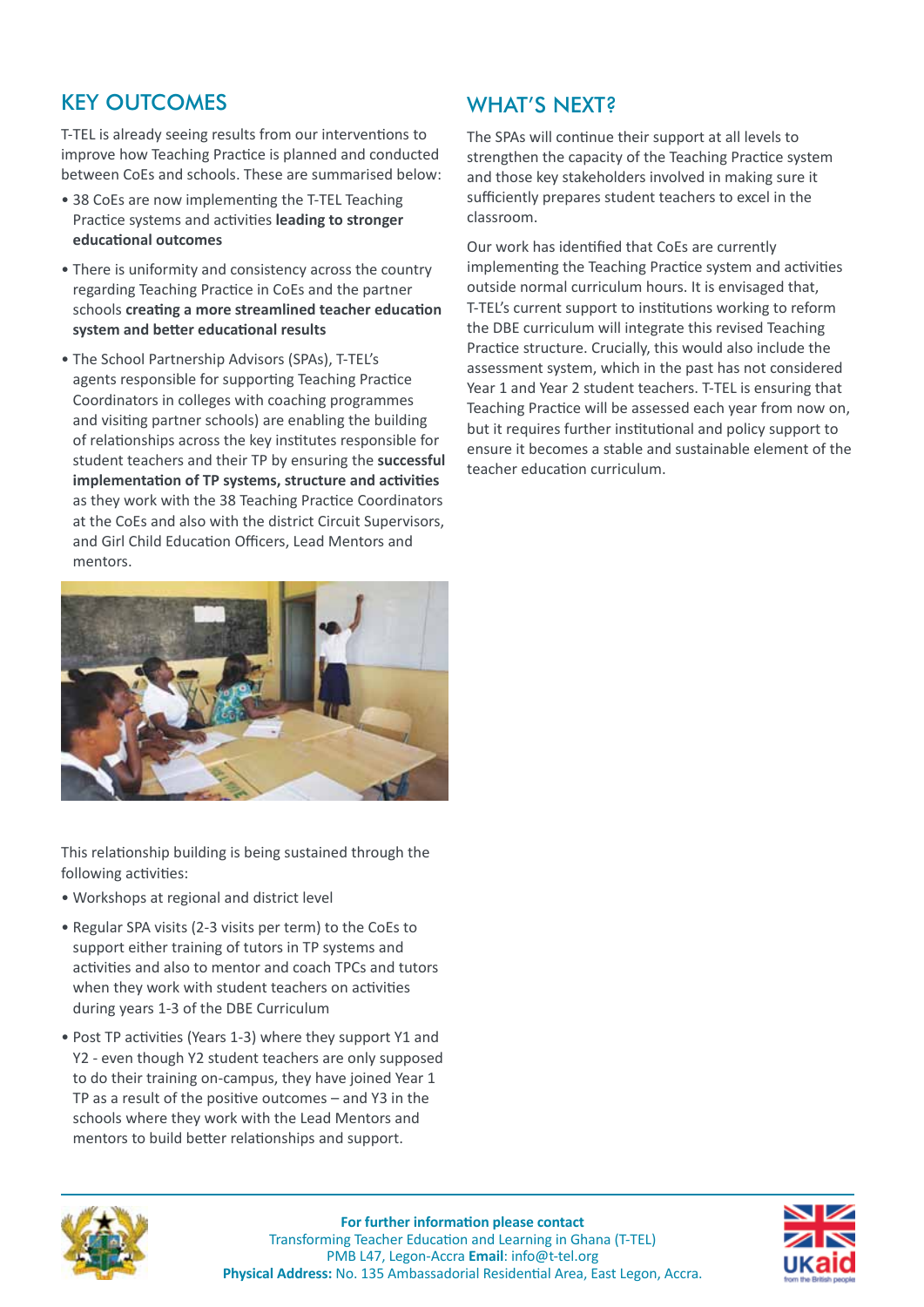## KEY OUTCOMES

T-TEL is already seeing results from our interventions to improve how Teaching Practice is planned and conducted between CoEs and schools. These are summarised below:

- 38 CoEs are now implementing the T-TEL Teaching Practice systems and activities **leading to stronger educational outcomes**
- There is uniformity and consistency across the country regarding Teaching Practice in CoEs and the partner schools **creating a more streamlined teacher education system and better educational results**
- The School Partnership Advisors (SPAs), T-TEL's agents responsible for supporting Teaching Practice Coordinators in colleges with coaching programmes and visiting partner schools) are enabling the building of relationships across the key institutes responsible for student teachers and their TP by ensuring the **successful implementation of TP systems, structure and activities** as they work with the 38 Teaching Practice Coordinators at the CoEs and also with the district Circuit Supervisors, and Girl Child Education Officers, Lead Mentors and mentors.

This relationship building is being sustained through the following activities:

- Workshops at regional and district level
- Regular SPA visits (2-3 visits per term) to the CoEs to support either training of tutors in TP systems and activities and also to mentor and coach TPCs and tutors when they work with student teachers on activities during years 1-3 of the DBE Curriculum
- Post TP activities (Years 1-3) where they support Y1 and Y2 - even though Y2 student teachers are only supposed to do their training on-campus, they have joined Year 1 TP as a result of the positive outcomes – and Y3 in the schools where they work with the Lead Mentors and mentors to build better relationships and support.

## WHAT'S NEXT?

The SPAs will continue their support at all levels to strengthen the capacity of the Teaching Practice system and those key stakeholders involved in making sure it sufficiently prepares student teachers to excel in the classroom.

Our work has identified that CoEs are currently implementing the Teaching Practice system and activities outside normal curriculum hours. It is envisaged that, T-TEL's current support to institutions working to reform the DBE curriculum will integrate this revised Teaching Practice structure. Crucially, this would also include the assessment system, which in the past has not considered Year 1 and Year 2 student teachers. T-TEL is ensuring that Teaching Practice will be assessed each year from now on, but it requires further institutional and policy support to ensure it becomes a stable and sustainable element of the teacher education curriculum.

**For further information please contact**
Transforming Teacher Education and Learning in Ghana (T-TEL)
PMB L47, Legon-Accra **Email**: info@t-tel.org
**Physical Address:** No. 135 Ambassadorial Residential Area, East Legon, Accra.